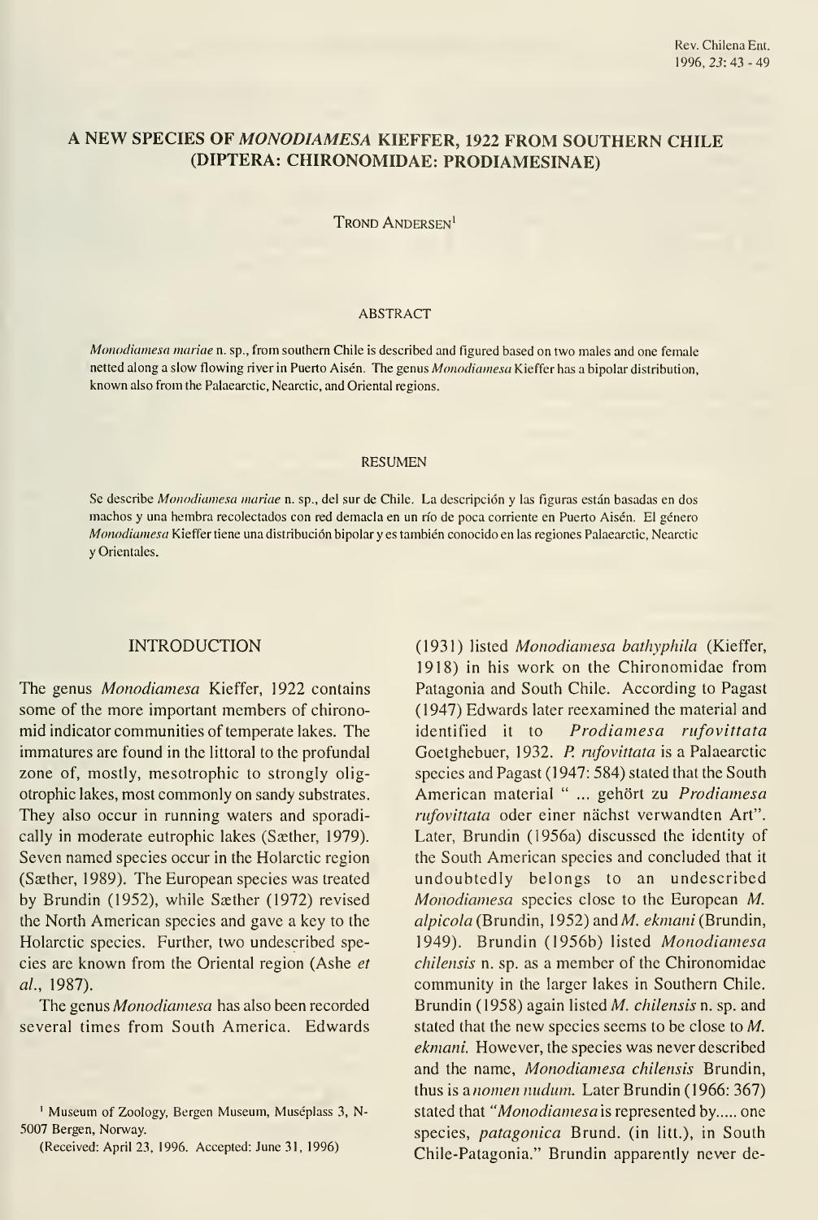# A NEW SPECIES OF *MONODIAMESA* KIEFFER, 1922 FROM SOUTHERN CHILE (DIPTERA: CHIRONOMIDAE: PRODIAMESINAE)

Trond Andersen[1]

## ABSTRACT

*Monodiamesa mariae* n. sp., from southern Chile is described and figured based on two males and one female netted along a slow flowing river in Puerto Aisén. The genus *Monodiamesa* Kieffer has a bipolar distribution, known also from the Palaearctic, Nearctic, and Oriental regions.

## RESUMEN

Se describe *Monodiamesa mariae* n. sp., del sur de Chile. La descripción y las figuras están basadas en dos machos y una hembra recolectados con red demacla en un río de poca corriente en Puerto Aisén. El género *Monodiamesa* Kieffer tiene una distribución bipolar y es también conocido en las regiones Palaearctic, Nearctic y Orientales.

## INTRODUCTION

The genus *Monodiamesa* Kieffer, 1922 contains some of the more important members of chironomid indicator communities of temperate lakes. The immatures are found in the littoral to the profundal zone of, mostly, mesotrophic to strongly oligotrophic lakes, most commonly on sandy substrates. They also occur in running waters and sporadically in moderate eutrophic lakes (Sæther, 1979). Seven named species occur in the Holarctic region (Sæther, 1989). The European species was treated by Brundin (1952), while Sæther (1972) revised the North American species and gave a key to the Holarctic species. Further, two undescribed species are known from the Oriental region (Ashe *et al.*, 1987).

The genus *Monodiamesa* has also been recorded several times from South America. Edwards (1931) listed *Monodiamesa bathyphila* (Kieffer, 1918) in his work on the Chironomidae from Patagonia and South Chile. According to Pagast (1947) Edwards later reexamined the material and identified it to *Prodiamesa rufovittata* Goetghebuer, 1932. *P. rufovittata* is a Palaearctic species and Pagast (1947: 584) stated that the South American material " ... gehört zu *Prodiamesa rufovittata* oder einer nächst verwandten Art". Later, Brundin (1956a) discussed the identity of the South American species and concluded that it undoubtedly belongs to an undescribed *Monodiamesa* species close to the European *M. alpicola* (Brundin, 1952) and *M. ekmani* (Brundin, 1949). Brundin (1956b) listed *Monodiamesa chilensis* n. sp. as a member of the Chironomidae community in the larger lakes in Southern Chile. Brundin (1958) again listed *M. chilensis* n. sp. and stated that the new species seems to be close to *M. ekmani*. However, the species was never described and the name, *Monodiamesa chilensis* Brundin, thus is a *nomen nudum*. Later Brundin (1966: 367) stated that "*Monodiamesa* is represented by..... one species, *patagonica* Brund. (in litt.), in South Chile-Patagonia." Brundin apparently never de-

[1] Museum of Zoology, Bergen Museum, Muséplass 3, N-5007 Bergen, Norway.

(Received: April 23, 1996. Accepted: June 31, 1996)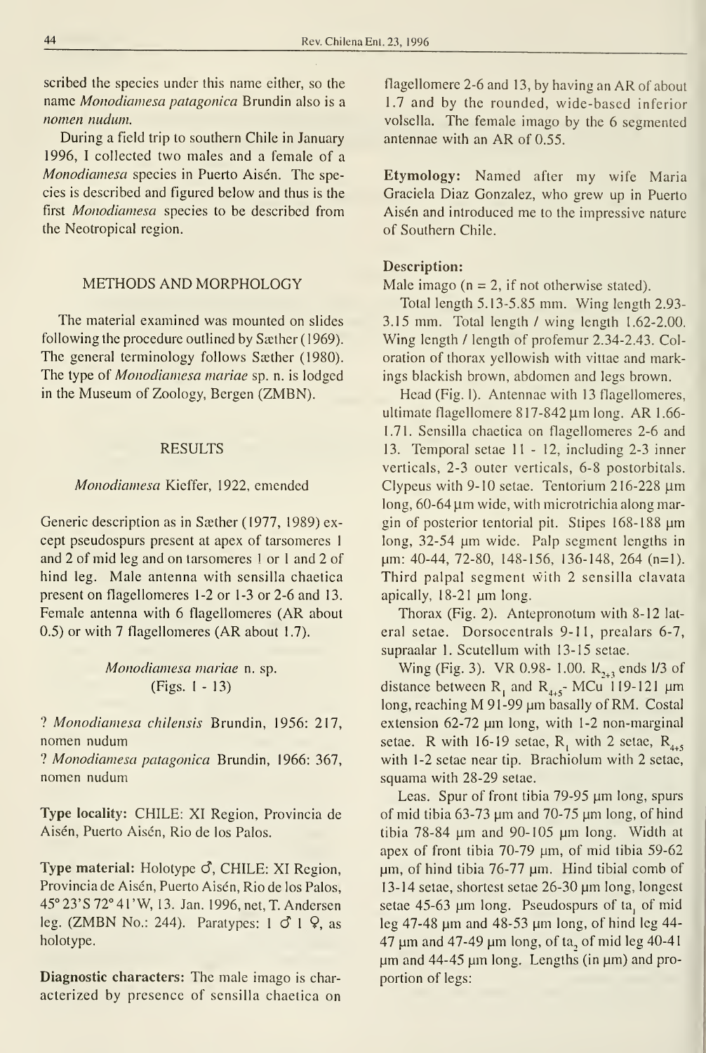scribed the species under this name either, so the name *Monodiamesa patagonica* Brundin also is a *nomen nudum*.

During a field trip to southern Chile in January 1996, I collected two males and a female of a *Monodiamesa* species in Puerto Aisén. The species is described and figured below and thus is the first *Monodiamesa* species to be described from the Neotropical region.

## METHODS AND MORPHOLOGY

The material examined was mounted on slides following the procedure outlined by Sæther (1969). The general terminology follows Sæther (1980). The type of *Monodiamesa mariae* sp. n. is lodged in the Museum of Zoology, Bergen (ZMBN).

## RESULTS

### *Monodiamesa* Kieffer, 1922, emended

Generic description as in Sæther (1977, 1989) except pseudospurs present at apex of tarsomeres 1 and 2 of mid leg and on tarsomeres 1 or 1 and 2 of hind leg. Male antenna with sensilla chaetica present on flagellomeres 1-2 or 1-3 or 2-6 and 13. Female antenna with 6 flagellomeres (AR about 0.5) or with 7 flagellomeres (AR about 1.7).

### *Monodiamesa mariae* n. sp. (Figs. 1 - 13)

? *Monodiamesa chilensis* Brundin, 1956: 217, nomen nudum

? *Monodiamesa patagonica* Brundin, 1966: 367, nomen nudum

**Type locality:** CHILE: XI Region, Provincia de Aisén, Puerto Aisén, Rio de los Palos.

**Type material:** Holotype ♂, CHILE: XI Region, Provincia de Aisén, Puerto Aisén, Rio de los Palos, 45°23'S 72°41'W, 13. Jan. 1996, net, T. Andersen leg. (ZMBN No.: 244). Paratypes: 1 ♂ 1 ♀, as holotype.

**Diagnostic characters:** The male imago is characterized by presence of sensilla chaetica on flagellomere 2-6 and 13, by having an AR of about 1.7 and by the rounded, wide-based inferior volsella. The female imago by the 6 segmented antennae with an AR of 0.55.

**Etymology:** Named after my wife Maria Graciela Diaz Gonzalez, who grew up in Puerto Aisén and introduced me to the impressive nature of Southern Chile.

**Description:**

Male imago (n = 2, if not otherwise stated).

Total length 5.13-5.85 mm. Wing length 2.93-3.15 mm. Total length / wing length 1.62-2.00. Wing length / length of profemur 2.34-2.43. Coloration of thorax yellowish with vittae and markings blackish brown, abdomen and legs brown.

Head (Fig. 1). Antennae with 13 flagellomeres, ultimate flagellomere 817-842 µm long. AR 1.66-1.71. Sensilla chaetica on flagellomeres 2-6 and 13. Temporal setae 11 - 12, including 2-3 inner verticals, 2-3 outer verticals, 6-8 postorbitals. Clypeus with 9-10 setae. Tentorium 216-228 µm long, 60-64 µm wide, with microtrichia along margin of posterior tentorial pit. Stipes 168-188 µm long, 32-54 µm wide. Palp segment lengths in µm: 40-44, 72-80, 148-156, 136-148, 264 (n=1). Third palpal segment with 2 sensilla clavata apically, 18-21 µm long.

Thorax (Fig. 2). Antepronotum with 8-12 lateral setae. Dorsocentrals 9-11, prealars 6-7, supraalar 1. Scutellum with 13-15 setae.

Wing (Fig. 3). VR 0.98- 1.00. $R_{2+3}$ ends 1/3 of distance between $R_1$ and $R_{4+5}$. MCu 119-121 µm long, reaching M 91-99 µm basally of RM. Costal extension 62-72 µm long, with 1-2 non-marginal setae. R with 16-19 setae, $R_1$ with 2 setae, $R_{4+5}$ with 1-2 setae near tip. Brachiolum with 2 setae, squama with 28-29 setae.

Legs. Spur of front tibia 79-95 µm long, spurs of mid tibia 63-73 µm and 70-75 µm long, of hind tibia 78-84 µm and 90-105 µm long. Width at apex of front tibia 70-79 µm, of mid tibia 59-62 µm, of hind tibia 76-77 µm. Hind tibial comb of 13-14 setae, shortest setae 26-30 µm long, longest setae 45-63 µm long. Pseudospurs of $ta_1$ of mid leg 47-48 µm and 48-53 µm long, of hind leg 44-47 µm and 47-49 µm long, of $ta_2$ of mid leg 40-41 µm and 44-45 µm long. Lengths (in µm) and proportion of legs: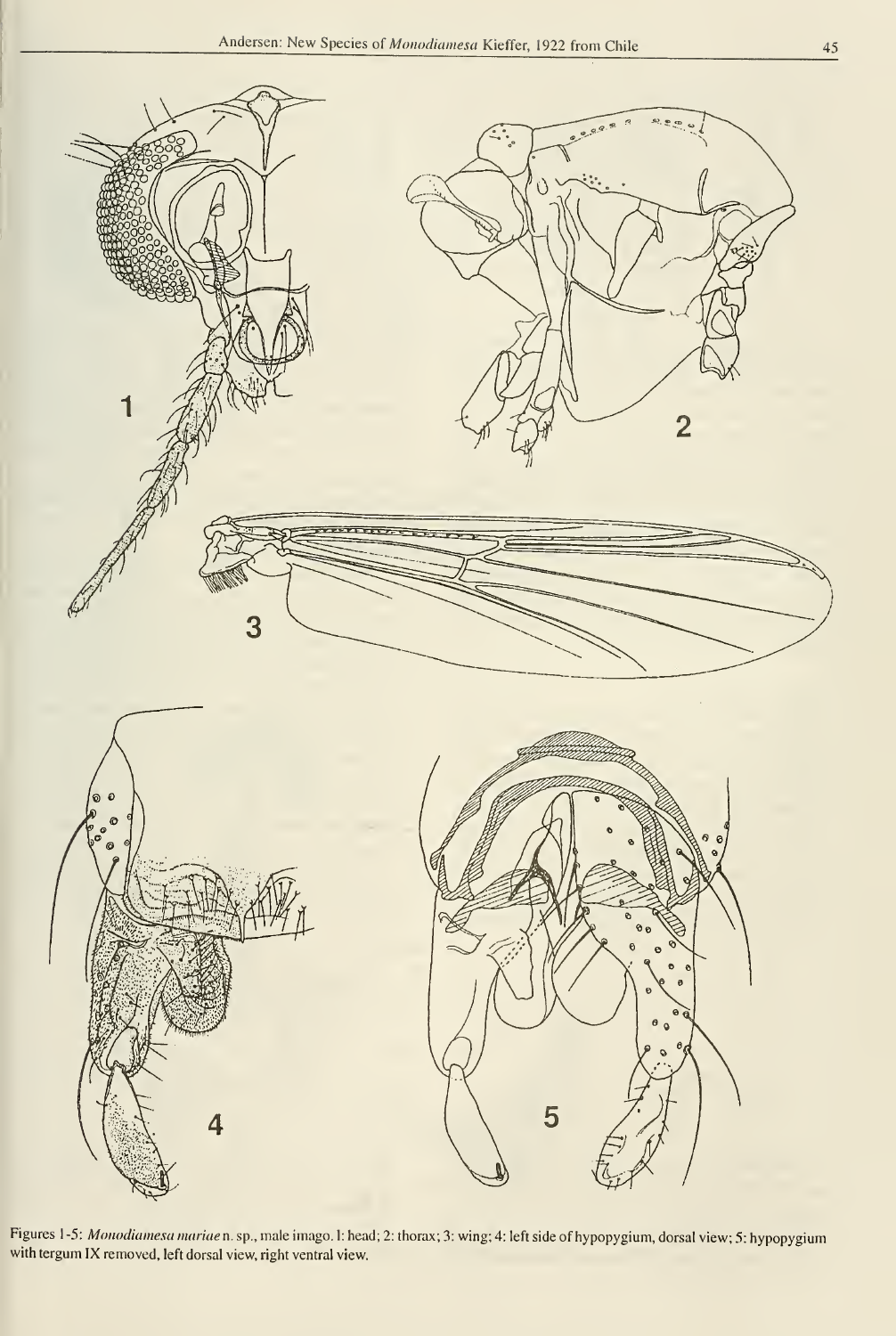Figures 1-5: *Monodiamesa mariae* n. sp., male imago. 1: head; 2: thorax; 3: wing; 4: left side of hypopygium, dorsal view; 5: hypopygium with tergum IX removed, left dorsal view, right ventral view.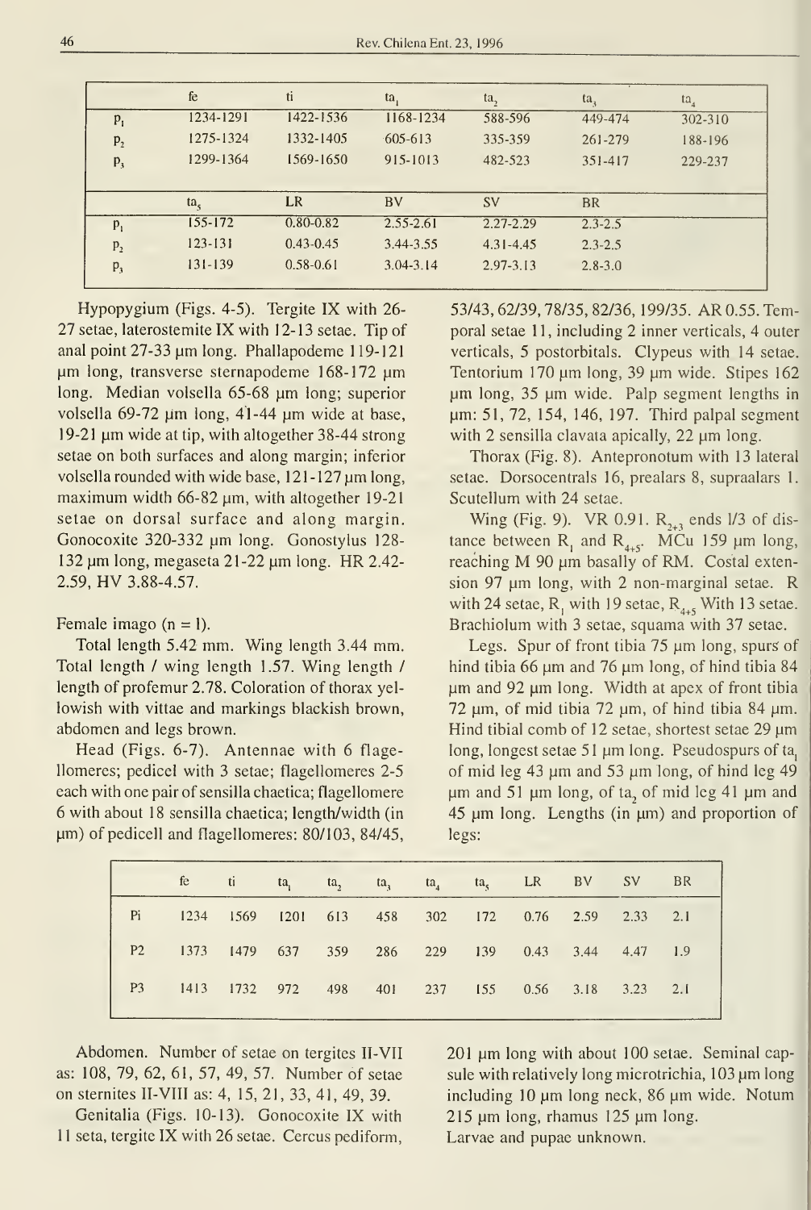| | fe | ti | $ta_1$ | $ta_2$ | $ta_3$ | $ta_4$ |
|---|---|---|---|---|---|---|
| $p_1$ | 1234-1291 | 1422-1536 | 1168-1234 | 588-596 | 449-474 | 302-310 |
| $p_2$ | 1275-1324 | 1332-1405 | 605-613 | 335-359 | 261-279 | 188-196 |
| $p_3$ | 1299-1364 | 1569-1650 | 915-1013 | 482-523 | 351-417 | 229-237 |

| | $ta_5$ | LR | BV | SV | BR |
|---|---|---|---|---|---|
| $p_1$ | 155-172 | 0.80-0.82 | 2.55-2.61 | 2.27-2.29 | 2.3-2.5 |
| $p_2$ | 123-131 | 0.43-0.45 | 3.44-3.55 | 4.31-4.45 | 2.3-2.5 |
| $p_3$ | 131-139 | 0.58-0.61 | 3.04-3.14 | 2.97-3.13 | 2.8-3.0 |

Hypopygium (Figs. 4-5). Tergite IX with 26-27 setae, laterosternite IX with 12-13 setae. Tip of anal point 27-33 µm long. Phallapodeme 119-121 µm long, transverse sternapodeme 168-172 µm long. Median volsella 65-68 µm long; superior volsella 69-72 µm long, 41-44 µm wide at base, 19-21 µm wide at tip, with altogether 38-44 strong setae on both surfaces and along margin; inferior volsella rounded with wide base, 121-127 µm long, maximum width 66-82 µm, with altogether 19-21 setae on dorsal surface and along margin. Gonocoxite 320-332 µm long. Gonostylus 128-132 µm long, megaseta 21-22 µm long. HR 2.42-2.59, HV 3.88-4.57.

Female imago (n = 1).

Total length 5.42 mm. Wing length 3.44 mm. Total length / wing length 1.57. Wing length / length of profemur 2.78. Coloration of thorax yellowish with vittae and markings blackish brown, abdomen and legs brown.

Head (Figs. 6-7). Antennae with 6 flagellomeres; pedicel with 3 setae; flagellomeres 2-5 each with one pair of sensilla chaetica; flagellomere 6 with about 18 sensilla chaetica; length/width (in µm) of pedicell and flagellomeres: 80/103, 84/45, 53/43, 62/39, 78/35, 82/36, 199/35. AR 0.55. Temporal setae 11, including 2 inner verticals, 4 outer verticals, 5 postorbitals. Clypeus with 14 setae. Tentorium 170 µm long, 39 µm wide. Stipes 162 µm long, 35 µm wide. Palp segment lengths in µm: 51, 72, 154, 146, 197. Third palpal segment with 2 sensilla clavata apically, 22 µm long.

Thorax (Fig. 8). Antepronotum with 13 lateral setae. Dorsocentrals 16, prealars 8, supraalars 1. Scutellum with 24 setae.

Wing (Fig. 9). VR 0.91. $R_{2+3}$ ends 1/3 of distance between $R_1$ and $R_{4+5}$. MCu 159 µm long, reaching M 90 µm basally of RM. Costal extension 97 µm long, with 2 non-marginal setae. R with 24 setae, $R_1$ with 19 setae, $R_{4+5}$ With 13 setae. Brachiolum with 3 setae, squama with 37 setae.

Legs. Spur of front tibia 75 µm long, spurs of hind tibia 66 µm and 76 µm long, of hind tibia 84 µm and 92 µm long. Width at apex of front tibia 72 µm, of mid tibia 72 µm, of hind tibia 84 µm. Hind tibial comb of 12 setae, shortest setae 29 µm long, longest setae 51 µm long. Pseudospurs of $ta_1$ of mid leg 43 µm and 53 µm long, of hind leg 49 µm and 51 µm long, of $ta_2$ of mid leg 41 µm and 45 µm long. Lengths (in µm) and proportion of legs:

| | fe | ti | $ta_1$ | $ta_2$ | $ta_3$ | $ta_4$ | $ta_5$ | LR | BV | SV | BR |
|---|---|---|---|---|---|---|---|---|---|---|---|
| Pi | 1234 | 1569 | 1201 | 613 | 458 | 302 | 172 | 0.76 | 2.59 | 2.33 | 2.1 |
| P2 | 1373 | 1479 | 637 | 359 | 286 | 229 | 139 | 0.43 | 3.44 | 4.47 | 1.9 |
| P3 | 1413 | 1732 | 972 | 498 | 401 | 237 | 155 | 0.56 | 3.18 | 3.23 | 2.1 |

Abdomen. Number of setae on tergites II-VII as: 108, 79, 62, 61, 57, 49, 57. Number of setae on sternites II-VIII as: 4, 15, 21, 33, 41, 49, 39.

Genitalia (Figs. 10-13). Gonocoxite IX with 11 seta, tergite IX with 26 setae. Cercus pediform, 201 µm long with about 100 setae. Seminal capsule with relatively long microtrichia, 103 µm long including 10 µm long neck, 86 µm wide. Notum 215 µm long, rhamus 125 µm long.

Larvae and pupae unknown.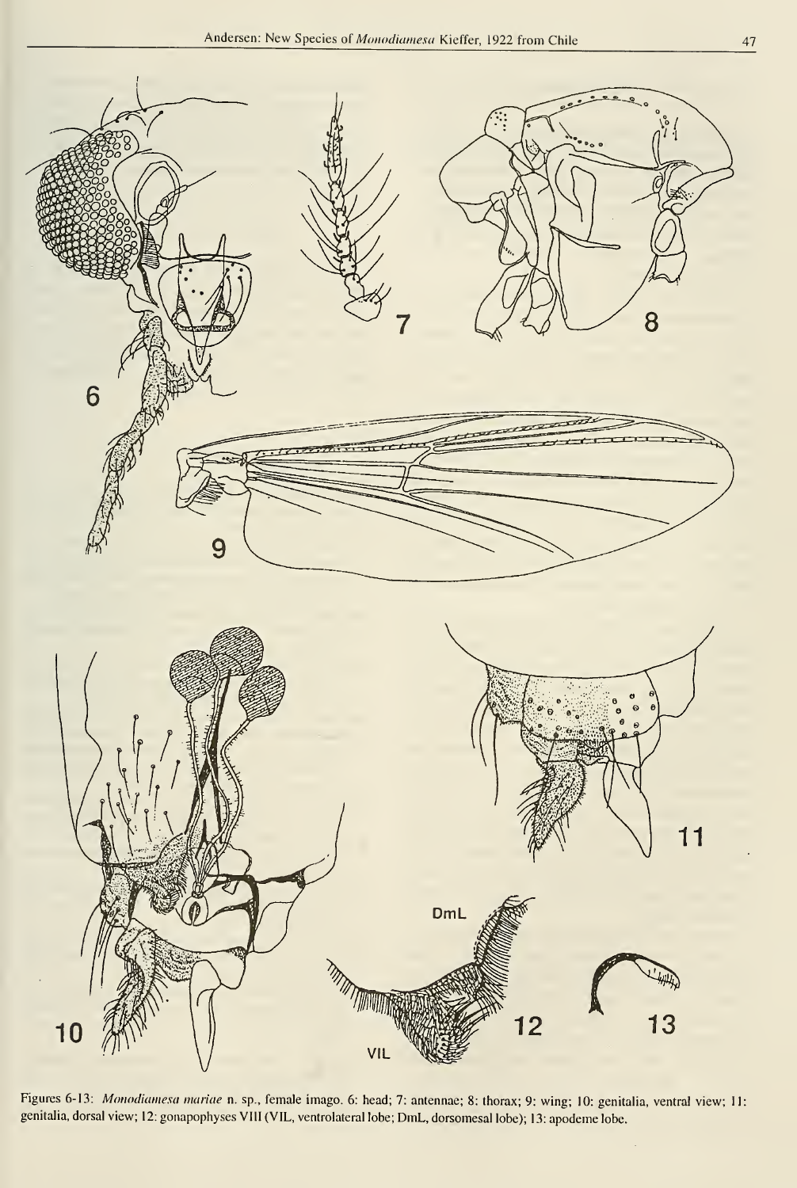Figures 6-13: *Monodiamesa mariae* n. sp., female imago. 6: head; 7: antennae; 8: thorax; 9: wing; 10: genitalia, ventral view; 11: genitalia, dorsal view; 12: gonapophyses VIII (VIL, ventrolateral lobe; DmL, dorsomesal lobe); 13: apodeme lobe.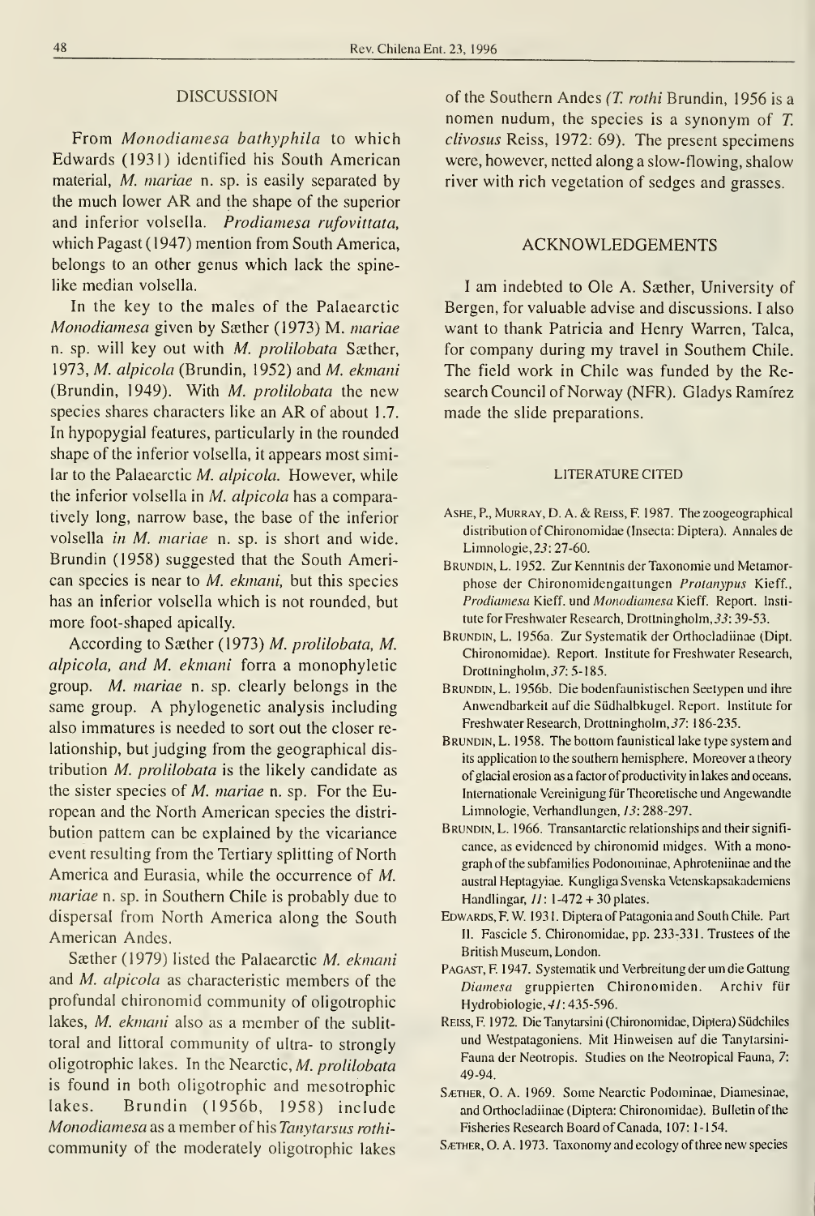## DISCUSSION

From *Monodiamesa bathyphila* to which Edwards (1931) identified his South American material, *M. mariae* n. sp. is easily separated by the much lower AR and the shape of the superior and inferior volsella. *Prodiamesa rufovittata*, which Pagast (1947) mention from South America, belongs to an other genus which lack the spine-like median volsella.

In the key to the males of the Palaearctic *Monodiamesa* given by Sæther (1973) M. *mariae* n. sp. will key out with *M. prolilobata* Sæther, 1973, *M. alpicola* (Brundin, 1952) and *M. ekmani* (Brundin, 1949). With *M. prolilobata* the new species shares characters like an AR of about 1.7. In hypopygial features, particularly in the rounded shape of the inferior volsella, it appears most similar to the Palaearctic *M. alpicola*. However, while the inferior volsella in *M. alpicola* has a comparatively long, narrow base, the base of the inferior volsella *in M. mariae* n. sp. is short and wide. Brundin (1958) suggested that the South American species is near to *M. ekmani*, but this species has an inferior volsella which is not rounded, but more foot-shaped apically.

According to Sæther (1973) *M. prolilobata, M. alpicola, and M. ekmani* forra a monophyletic group. *M. mariae* n. sp. clearly belongs in the same group. A phylogenetic analysis including also immatures is needed to sort out the closer relationship, but judging from the geographical distribution *M. prolilobata* is the likely candidate as the sister species of *M. mariae* n. sp. For the European and the North American species the distribution pattern can be explained by the vicariance event resulting from the Tertiary splitting of North America and Eurasia, while the occurrence of *M. mariae* n. sp. in Southern Chile is probably due to dispersal from North America along the South American Andes.

Sæther (1979) listed the Palaearctic *M. ekmani* and *M. alpicola* as characteristic members of the profundal chironomid community of oligotrophic lakes, *M. ekmani* also as a member of the sublittoral and littoral community of ultra- to strongly oligotrophic lakes. In the Nearctic, *M. prolilobata* is found in both oligotrophic and mesotrophic lakes. Brundin (1956b, 1958) include *Monodiamesa* as a member of his *Tanytarsus rothi*-community of the moderately oligotrophic lakes of the Southern Andes *(T. rothi* Brundin, 1956 is a nomen nudum, the species is a synonym of *T. clivosus* Reiss, 1972: 69). The present specimens were, however, netted along a slow-flowing, shalow river with rich vegetation of sedges and grasses.

## ACKNOWLEDGEMENTS

I am indebted to Ole A. Sæther, University of Bergen, for valuable advise and discussions. I also want to thank Patricia and Henry Warren, Talca, for company during my travel in Southem Chile. The field work in Chile was funded by the Research Council of Norway (NFR). Gladys Ramírez made the slide preparations.

## LITERATURE CITED

Ashe, P., Murray, D. A. & Reiss, F. 1987. The zoogeographical distribution of Chironomidae (Insecta: Diptera). Annales de Limnologie, *23*: 27-60.

Brundin, L. 1952. Zur Kenntnis der Taxonomie und Metamorphose der Chironomidengattungen *Protanypus* Kieff., *Prodiamesa* Kieff. und *Monodiamesa* Kieff. Report. Institute for Freshwater Research, Drottningholm, *33*: 39-53.

Brundin, L. 1956a. Zur Systematik der Orthocladiinae (Dipt. Chironomidae). Report. Institute for Freshwater Research, Drottningholm, *37*: 5-185.

Brundin, L. 1956b. Die bodenfaunistischen Seetypen und ihre Anwendbarkeit auf die Südhalbkugel. Report. Institute for Freshwater Research, Drottningholm, *37*: 186-235.

Brundin, L. 1958. The bottom faunistical lake type system and its application to the southern hemisphere. Moreover a theory of glacial erosion as a factor of productivity in lakes and oceans. Internationale Vereinigung für Theoretische und Angewandte Limnologie, Verhandlungen, *13*: 288-297.

Brundin, L. 1966. Transantarctic relationships and their significance, as evidenced by chironomid midges. With a monograph of the subfamilies Podonominae, Aphroteniinae and the austral Heptagyiae. Kungliga Svenska Vetenskapsakademiens Handlingar, *11*: 1-472 + 30 plates.

Edwards, F. W. 1931. Diptera of Patagonia and South Chile. Part II. Fascicle 5. Chironomidae, pp. 233-331. Trustees of the British Museum, London.

Pagast, F. 1947. Systematik und Verbreitung der um die Gattung *Diamesa* gruppierten Chironomiden. Archiv für Hydrobiologie, *41*: 435-596.

Reiss, F. 1972. Die Tanytarsini (Chironomidae, Diptera) Südchiles und Westpatagoniens. Mit Hinweisen auf die Tanytarsini-Fauna der Neotropis. Studies on the Neotropical Fauna, *7*: 49-94.

Sæther, O. A. 1969. Some Nearctic Podominae, Diamesinae, and Orthocladiinae (Diptera: Chironomidae). Bulletin of the Fisheries Research Board of Canada, 107: 1-154.

Sæther, O. A. 1973. Taxonomy and ecology of three new species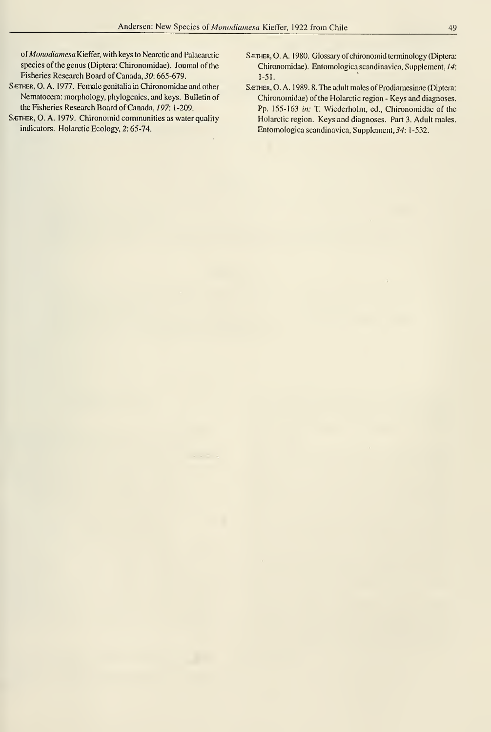of *Monodiamesa* Kieffer, with keys to Nearctic and Palaearctic species of the genus (Diptera: Chironomidae). Journal of the Fisheries Research Board of Canada, *30*: 665-679.

SÆTHER, O. A. 1977. Female genitalia in Chironomidae and other Nematocera: morphology, phylogenies, and keys. Bulletin of the Fisheries Research Board of Canada, *197*: 1-209.

SÆTHER, O. A. 1979. Chironomid communities as water quality indicators. Holarctic Ecology, 2: 65-74.

SÆTHER, O. A. 1980. Glossary of chironomid terminology (Diptera: Chironomidae). Entomologica scandinavica, Supplement, *14*: 1-51.

SÆTHER, O. A. 1989. 8. The adult males of Prodiamesinae (Diptera: Chironomidae) of the Holarctic region - Keys and diagnoses. Pp. 155-163 *in:* T. Wiederholm, ed., Chironomidae of the Holarctic region. Keys and diagnoses. Part 3. Adult males. Entomologica scandinavica, Supplement, *34*: 1-532.